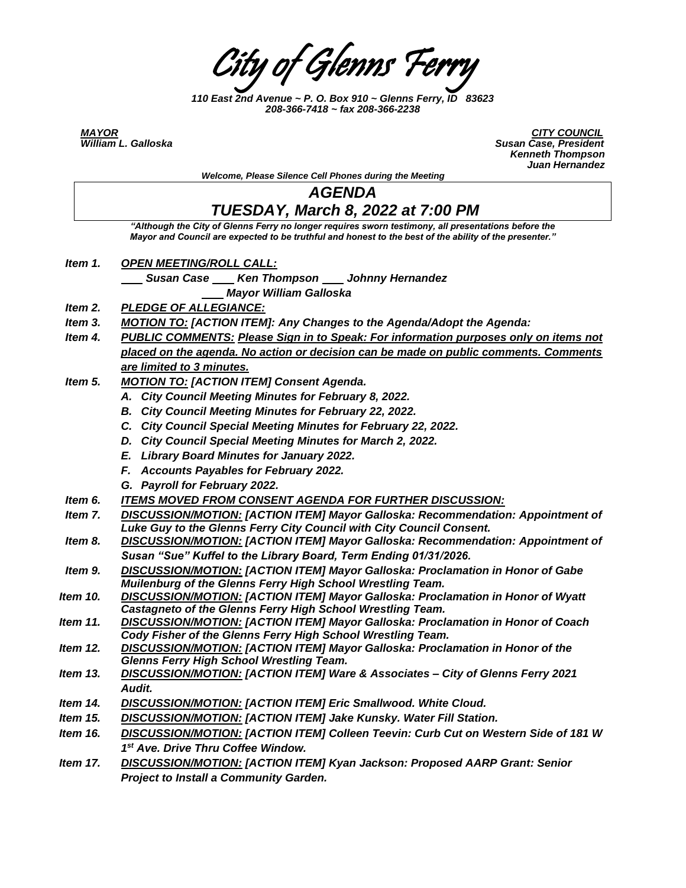# City of Glenns Ferry

*110 East 2nd Avenue ~ P. O. Box 910 ~ Glenns Ferry, ID 83623*
*208-366-7418 ~ fax 208-366-2238*

***MAYOR***
***William L. Galloska***

***CITY COUNCIL***
***Susan Case, President***
***Kenneth Thompson***
***Juan Hernandez***

*Welcome, Please Silence Cell Phones during the Meeting*

## *AGENDA*
## *TUESDAY, March 8, 2022 at 7:00 PM*

*"Although the City of Glenns Ferry no longer requires sworn testimony, all presentations before the Mayor and Council are expected to be truthful and honest to the best of the ability of the presenter."*

***Item 1.*** ***OPEN MEETING/ROLL CALL:***
___ ***Susan Case*** ___ ***Ken Thompson*** ___ ***Johnny Hernandez***
___ ***Mayor William Galloska***

***Item 2.*** ***PLEDGE OF ALLEGIANCE:***

***Item 3.*** ***MOTION TO: [ACTION ITEM]: Any Changes to the Agenda/Adopt the Agenda:***

***Item 4.*** ***PUBLIC COMMENTS: Please Sign in to Speak: For information purposes only on items not placed on the agenda. No action or decision can be made on public comments. Comments are limited to 3 minutes.***

***Item 5.*** ***MOTION TO: [ACTION ITEM] Consent Agenda.***

- ***A. City Council Meeting Minutes for February 8, 2022.***
- ***B. City Council Meeting Minutes for February 22, 2022.***
- ***C. City Council Special Meeting Minutes for February 22, 2022.***
- ***D. City Council Special Meeting Minutes for March 2, 2022.***
- ***E. Library Board Minutes for January 2022.***
- ***F. Accounts Payables for February 2022.***
- ***G. Payroll for February 2022.***

***Item 6.*** ***ITEMS MOVED FROM CONSENT AGENDA FOR FURTHER DISCUSSION:***

***Item 7.*** ***DISCUSSION/MOTION: [ACTION ITEM] Mayor Galloska: Recommendation: Appointment of Luke Guy to the Glenns Ferry City Council with City Council Consent.***

***Item 8.*** ***DISCUSSION/MOTION: [ACTION ITEM] Mayor Galloska: Recommendation: Appointment of Susan "Sue" Kuffel to the Library Board, Term Ending 01/31/2026.***

***Item 9.*** ***DISCUSSION/MOTION: [ACTION ITEM] Mayor Galloska: Proclamation in Honor of Gabe Muilenburg of the Glenns Ferry High School Wrestling Team.***

***Item 10.*** ***DISCUSSION/MOTION: [ACTION ITEM] Mayor Galloska: Proclamation in Honor of Wyatt Castagneto of the Glenns Ferry High School Wrestling Team.***

***Item 11.*** ***DISCUSSION/MOTION: [ACTION ITEM] Mayor Galloska: Proclamation in Honor of Coach Cody Fisher of the Glenns Ferry High School Wrestling Team.***

***Item 12.*** ***DISCUSSION/MOTION: [ACTION ITEM] Mayor Galloska: Proclamation in Honor of the Glenns Ferry High School Wrestling Team.***

***Item 13.*** ***DISCUSSION/MOTION: [ACTION ITEM] Ware & Associates – City of Glenns Ferry 2021 Audit.***

***Item 14.*** ***DISCUSSION/MOTION: [ACTION ITEM] Eric Smallwood. White Cloud.***

***Item 15.*** ***DISCUSSION/MOTION: [ACTION ITEM] Jake Kunsky. Water Fill Station.***

***Item 16.*** ***DISCUSSION/MOTION: [ACTION ITEM] Colleen Teevin: Curb Cut on Western Side of 181 W 1st Ave. Drive Thru Coffee Window.***

***Item 17.*** ***DISCUSSION/MOTION: [ACTION ITEM] Kyan Jackson: Proposed AARP Grant: Senior Project to Install a Community Garden.***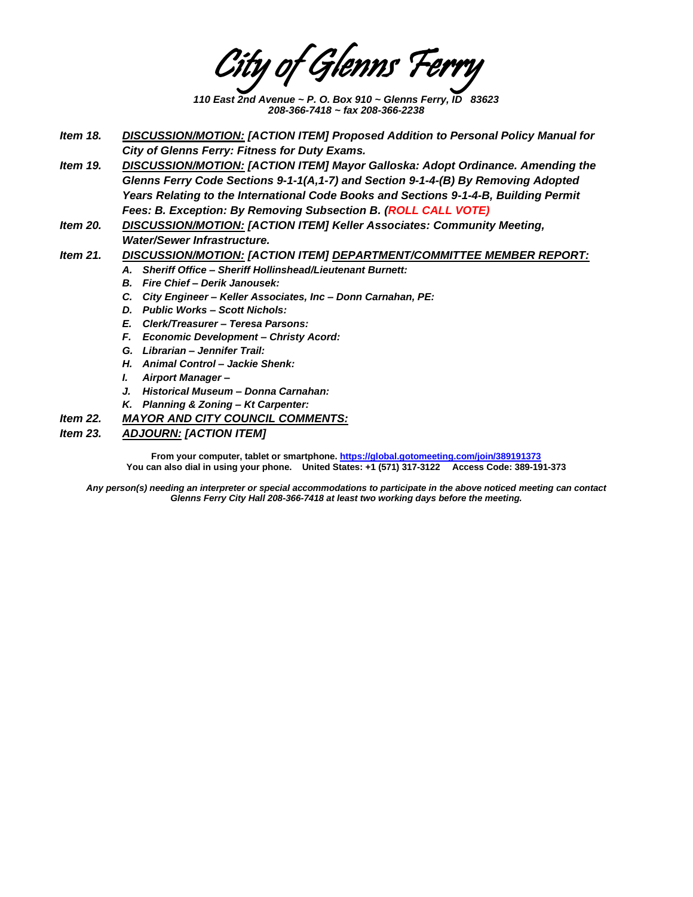# *City of Glenns Ferry*

***110 East 2nd Avenue ~ P. O. Box 910 ~ Glenns Ferry, ID 83623***
***208-366-7418 ~ fax 208-366-2238***

***Item 18.*** ***DISCUSSION/MOTION: [ACTION ITEM] Proposed Addition to Personal Policy Manual for City of Glenns Ferry: Fitness for Duty Exams.***

***Item 19.*** ***DISCUSSION/MOTION: [ACTION ITEM] Mayor Galloska: Adopt Ordinance. Amending the Glenns Ferry Code Sections 9-1-1(A,1-7) and Section 9-1-4-(B) By Removing Adopted Years Relating to the International Code Books and Sections 9-1-4-B, Building Permit Fees: B. Exception: By Removing Subsection B. (ROLL CALL VOTE)***

***Item 20.*** ***DISCUSSION/MOTION: [ACTION ITEM] Keller Associates: Community Meeting, Water/Sewer Infrastructure.***

***Item 21.*** ***DISCUSSION/MOTION: [ACTION ITEM] DEPARTMENT/COMMITTEE MEMBER REPORT:***

- ***A. Sheriff Office – Sheriff Hollinshead/Lieutenant Burnett:***
- ***B. Fire Chief – Derik Janousek:***
- ***C. City Engineer – Keller Associates, Inc – Donn Carnahan, PE:***
- ***D. Public Works – Scott Nichols:***
- ***E. Clerk/Treasurer – Teresa Parsons:***
- ***F. Economic Development – Christy Acord:***
- ***G. Librarian – Jennifer Trail:***
- ***H. Animal Control – Jackie Shenk:***
- ***I. Airport Manager –***
- ***J. Historical Museum – Donna Carnahan:***
- ***K. Planning & Zoning – Kt Carpenter:***

***Item 22.*** ***MAYOR AND CITY COUNCIL COMMENTS:***

***Item 23.*** ***ADJOURN: [ACTION ITEM]***

**From your computer, tablet or smartphone. https://global.gotomeeting.com/join/389191373**
**You can also dial in using your phone. United States: +1 (571) 317-3122 Access Code: 389-191-373**

***Any person(s) needing an interpreter or special accommodations to participate in the above noticed meeting can contact Glenns Ferry City Hall 208-366-7418 at least two working days before the meeting.***